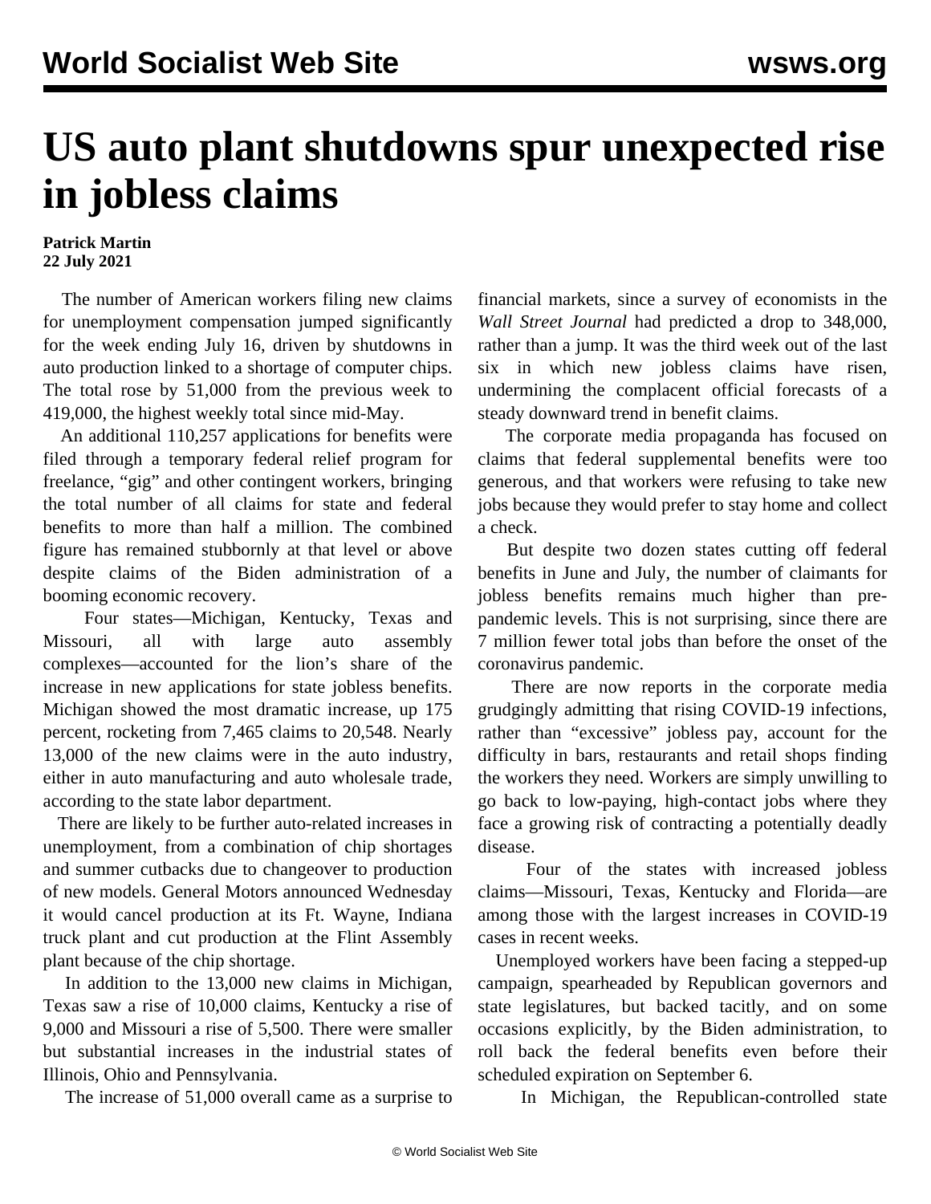# US auto plant shutdowns spur unexpected rise in jobless claims

**Patrick Martin**
**22 July 2021**

The number of American workers filing new claims for unemployment compensation jumped significantly for the week ending July 16, driven by shutdowns in auto production linked to a shortage of computer chips. The total rose by 51,000 from the previous week to 419,000, the highest weekly total since mid-May.

An additional 110,257 applications for benefits were filed through a temporary federal relief program for freelance, "gig" and other contingent workers, bringing the total number of all claims for state and federal benefits to more than half a million. The combined figure has remained stubbornly at that level or above despite claims of the Biden administration of a booming economic recovery.

Four states—Michigan, Kentucky, Texas and Missouri, all with large auto assembly complexes—accounted for the lion's share of the increase in new applications for state jobless benefits. Michigan showed the most dramatic increase, up 175 percent, rocketing from 7,465 claims to 20,548. Nearly 13,000 of the new claims were in the auto industry, either in auto manufacturing and auto wholesale trade, according to the state labor department.

There are likely to be further auto-related increases in unemployment, from a combination of chip shortages and summer cutbacks due to changeover to production of new models. General Motors announced Wednesday it would cancel production at its Ft. Wayne, Indiana truck plant and cut production at the Flint Assembly plant because of the chip shortage.

In addition to the 13,000 new claims in Michigan, Texas saw a rise of 10,000 claims, Kentucky a rise of 9,000 and Missouri a rise of 5,500. There were smaller but substantial increases in the industrial states of Illinois, Ohio and Pennsylvania.

The increase of 51,000 overall came as a surprise to financial markets, since a survey of economists in the *Wall Street Journal* had predicted a drop to 348,000, rather than a jump. It was the third week out of the last six in which new jobless claims have risen, undermining the complacent official forecasts of a steady downward trend in benefit claims.

The corporate media propaganda has focused on claims that federal supplemental benefits were too generous, and that workers were refusing to take new jobs because they would prefer to stay home and collect a check.

But despite two dozen states cutting off federal benefits in June and July, the number of claimants for jobless benefits remains much higher than pre-pandemic levels. This is not surprising, since there are 7 million fewer total jobs than before the onset of the coronavirus pandemic.

There are now reports in the corporate media grudgingly admitting that rising COVID-19 infections, rather than "excessive" jobless pay, account for the difficulty in bars, restaurants and retail shops finding the workers they need. Workers are simply unwilling to go back to low-paying, high-contact jobs where they face a growing risk of contracting a potentially deadly disease.

Four of the states with increased jobless claims—Missouri, Texas, Kentucky and Florida—are among those with the largest increases in COVID-19 cases in recent weeks.

Unemployed workers have been facing a stepped-up campaign, spearheaded by Republican governors and state legislatures, but backed tacitly, and on some occasions explicitly, by the Biden administration, to roll back the federal benefits even before their scheduled expiration on September 6.

In Michigan, the Republican-controlled state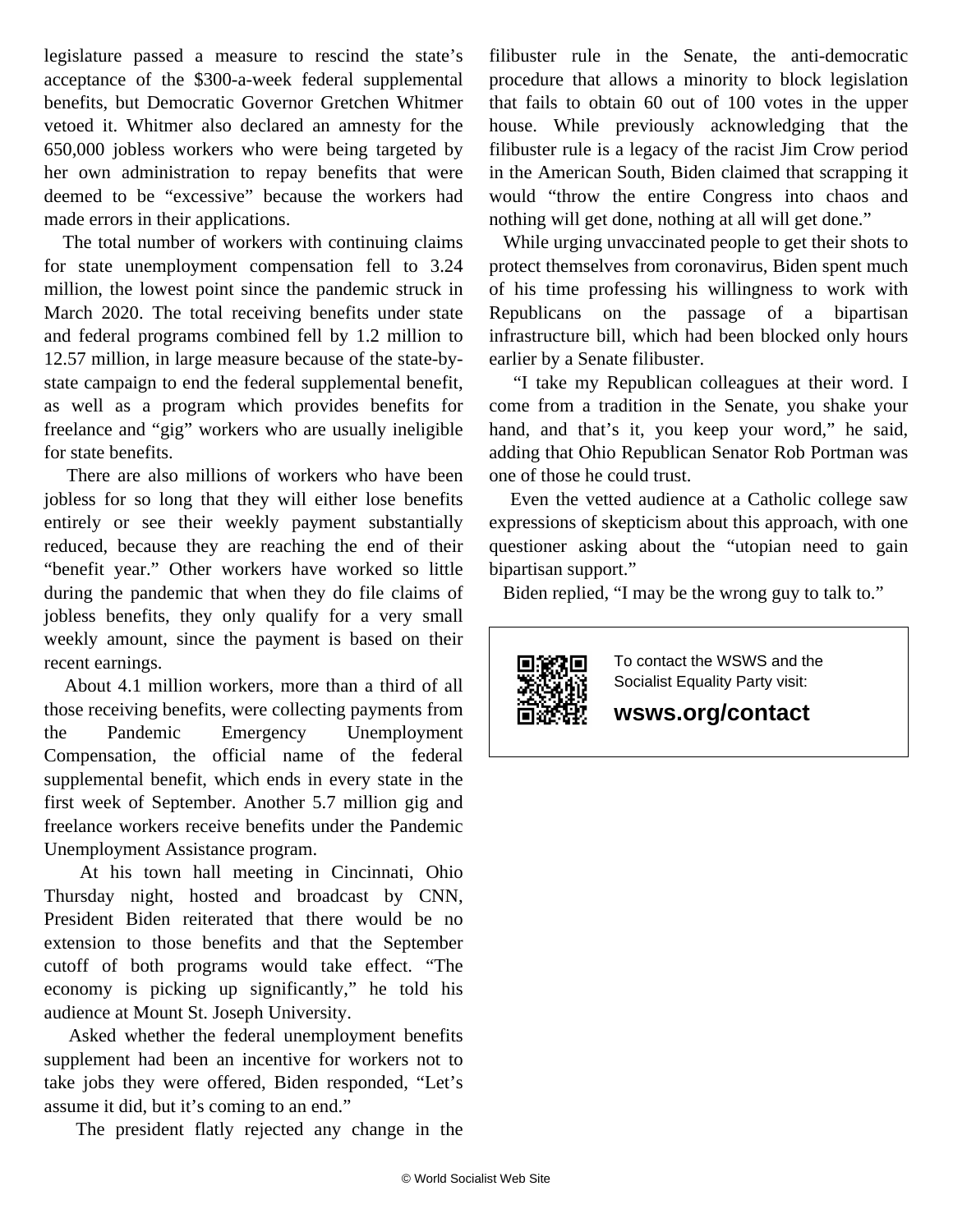legislature passed a measure to rescind the state's acceptance of the $300-a-week federal supplemental benefits, but Democratic Governor Gretchen Whitmer vetoed it. Whitmer also declared an amnesty for the 650,000 jobless workers who were being targeted by her own administration to repay benefits that were deemed to be "excessive" because the workers had made errors in their applications.

The total number of workers with continuing claims for state unemployment compensation fell to 3.24 million, the lowest point since the pandemic struck in March 2020. The total receiving benefits under state and federal programs combined fell by 1.2 million to 12.57 million, in large measure because of the state-by-state campaign to end the federal supplemental benefit, as well as a program which provides benefits for freelance and "gig" workers who are usually ineligible for state benefits.

There are also millions of workers who have been jobless for so long that they will either lose benefits entirely or see their weekly payment substantially reduced, because they are reaching the end of their "benefit year." Other workers have worked so little during the pandemic that when they do file claims of jobless benefits, they only qualify for a very small weekly amount, since the payment is based on their recent earnings.

About 4.1 million workers, more than a third of all those receiving benefits, were collecting payments from the Pandemic Emergency Unemployment Compensation, the official name of the federal supplemental benefit, which ends in every state in the first week of September. Another 5.7 million gig and freelance workers receive benefits under the Pandemic Unemployment Assistance program.

At his town hall meeting in Cincinnati, Ohio Thursday night, hosted and broadcast by CNN, President Biden reiterated that there would be no extension to those benefits and that the September cutoff of both programs would take effect. "The economy is picking up significantly," he told his audience at Mount St. Joseph University.

Asked whether the federal unemployment benefits supplement had been an incentive for workers not to take jobs they were offered, Biden responded, "Let's assume it did, but it's coming to an end."

The president flatly rejected any change in the filibuster rule in the Senate, the anti-democratic procedure that allows a minority to block legislation that fails to obtain 60 out of 100 votes in the upper house. While previously acknowledging that the filibuster rule is a legacy of the racist Jim Crow period in the American South, Biden claimed that scrapping it would "throw the entire Congress into chaos and nothing will get done, nothing at all will get done."

While urging unvaccinated people to get their shots to protect themselves from coronavirus, Biden spent much of his time professing his willingness to work with Republicans on the passage of a bipartisan infrastructure bill, which had been blocked only hours earlier by a Senate filibuster.

"I take my Republican colleagues at their word. I come from a tradition in the Senate, you shake your hand, and that's it, you keep your word," he said, adding that Ohio Republican Senator Rob Portman was one of those he could trust.

Even the vetted audience at a Catholic college saw expressions of skepticism about this approach, with one questioner asking about the "utopian need to gain bipartisan support."

Biden replied, "I may be the wrong guy to talk to."

To contact the WSWS and the Socialist Equality Party visit:

**wsws.org/contact**